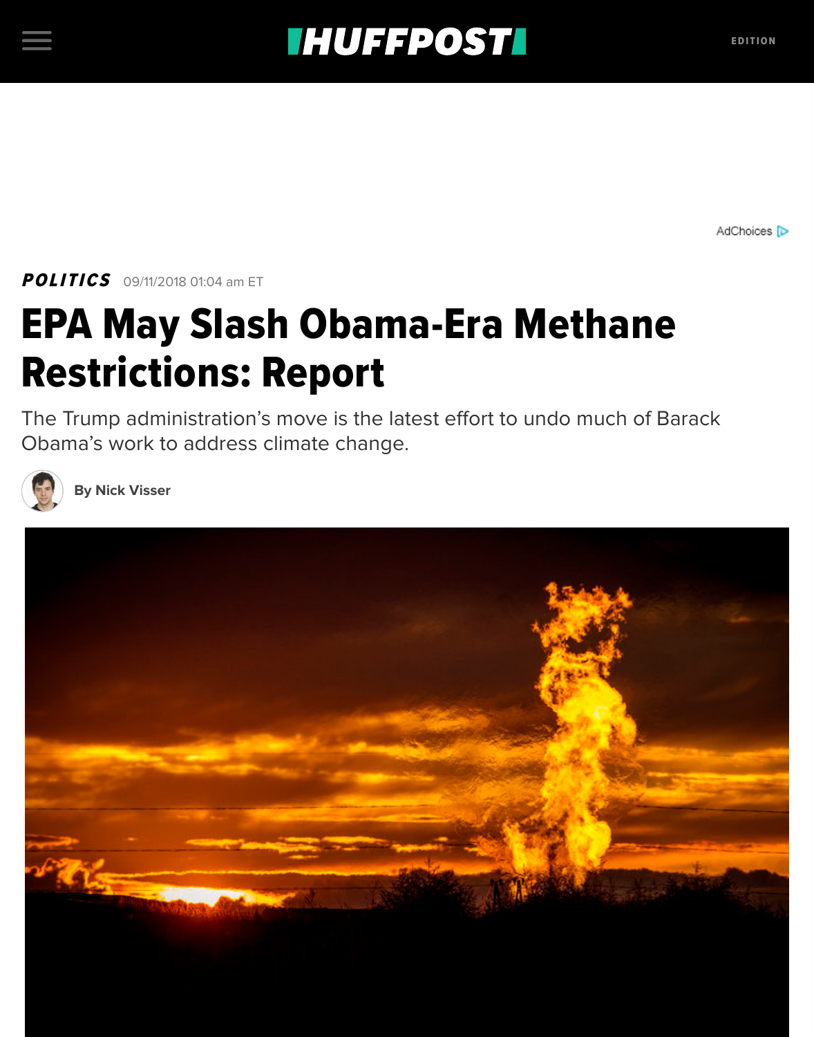**POLITICS** 09/11/2018 01:04 am ET

# EPA May Slash Obama-Era Methane Restrictions: Report

The Trump administration's move is the latest effort to undo much of Barack Obama's work to address climate change.

By Nick Visser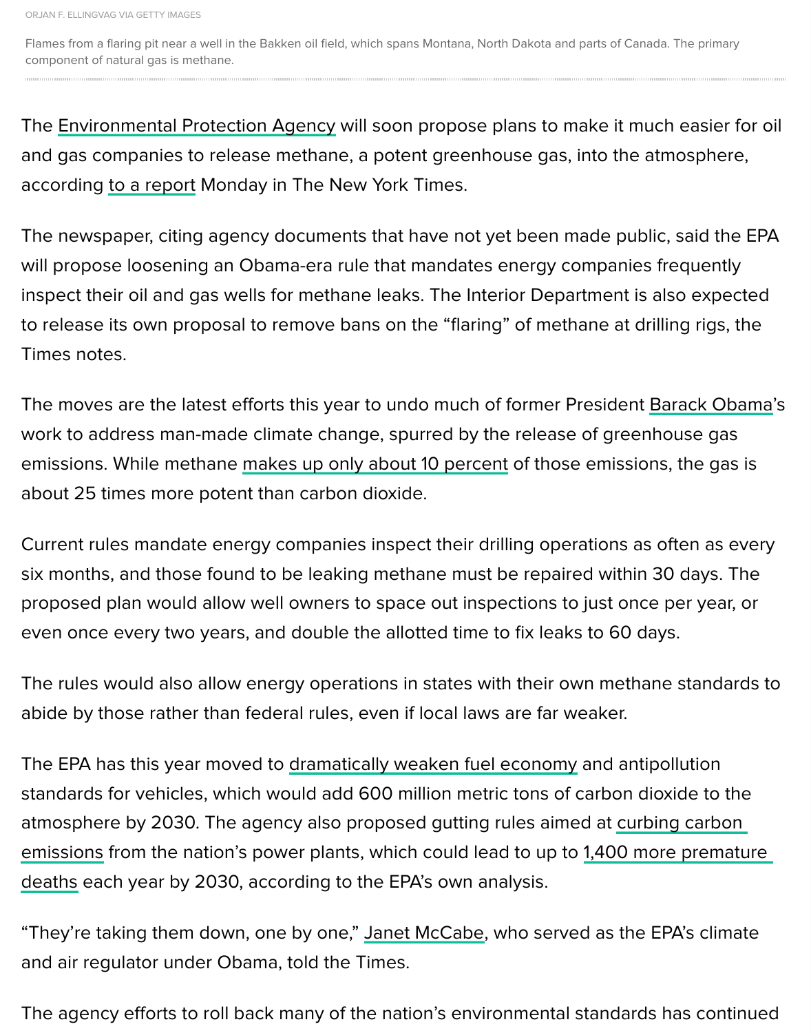ORJAN F. ELLINGVAG VIA GETTY IMAGES

Flames from a flaring pit near a well in the Bakken oil field, which spans Montana, North Dakota and parts of Canada. The primary component of natural gas is methane.

The Environmental Protection Agency will soon propose plans to make it much easier for oil and gas companies to release methane, a potent greenhouse gas, into the atmosphere, according to a report Monday in The New York Times.

The newspaper, citing agency documents that have not yet been made public, said the EPA will propose loosening an Obama-era rule that mandates energy companies frequently inspect their oil and gas wells for methane leaks. The Interior Department is also expected to release its own proposal to remove bans on the "flaring" of methane at drilling rigs, the Times notes.

The moves are the latest efforts this year to undo much of former President Barack Obama's work to address man-made climate change, spurred by the release of greenhouse gas emissions. While methane makes up only about 10 percent of those emissions, the gas is about 25 times more potent than carbon dioxide.

Current rules mandate energy companies inspect their drilling operations as often as every six months, and those found to be leaking methane must be repaired within 30 days. The proposed plan would allow well owners to space out inspections to just once per year, or even once every two years, and double the allotted time to fix leaks to 60 days.

The rules would also allow energy operations in states with their own methane standards to abide by those rather than federal rules, even if local laws are far weaker.

The EPA has this year moved to dramatically weaken fuel economy and antipollution standards for vehicles, which would add 600 million metric tons of carbon dioxide to the atmosphere by 2030. The agency also proposed gutting rules aimed at curbing carbon emissions from the nation's power plants, which could lead to up to 1,400 more premature deaths each year by 2030, according to the EPA's own analysis.

"They're taking them down, one by one," Janet McCabe, who served as the EPA's climate and air regulator under Obama, told the Times.

The agency efforts to roll back many of the nation's environmental standards has continued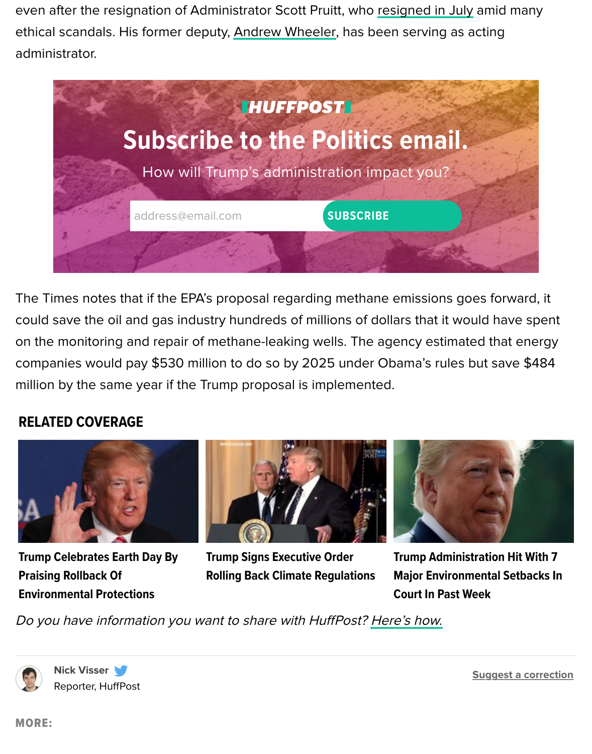even after the resignation of Administrator Scott Pruitt, who resigned in July amid many ethical scandals. His former deputy, Andrew Wheeler, has been serving as acting administrator.

HUFFPOST

Subscribe to the Politics email.

How will Trump's administration impact you?

address@email.com SUBSCRIBE

The Times notes that if the EPA's proposal regarding methane emissions goes forward, it could save the oil and gas industry hundreds of millions of dollars that it would have spent on the monitoring and repair of methane-leaking wells. The agency estimated that energy companies would pay $530 million to do so by 2025 under Obama's rules but save $484 million by the same year if the Trump proposal is implemented.

## RELATED COVERAGE

**Trump Celebrates Earth Day By Praising Rollback Of Environmental Protections**

**Trump Signs Executive Order Rolling Back Climate Regulations**

**Trump Administration Hit With 7 Major Environmental Setbacks In Court In Past Week**

*Do you have information you want to share with HuffPost? Here's how.*

Nick Visser
Reporter, HuffPost

Suggest a correction

MORE: